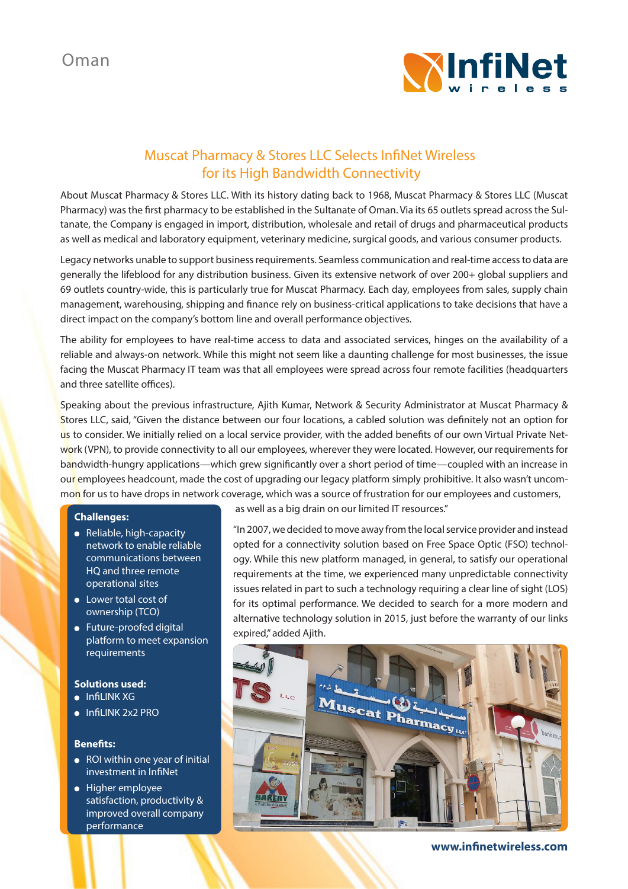Oman

# Muscat Pharmacy & Stores LLC Selects InfiNet Wireless for its High Bandwidth Connectivity

**About Muscat Pharmacy & Stores LLC.** With its history dating back to 1968, Muscat Pharmacy & Stores LLC (Muscat Pharmacy) was the first pharmacy to be established in the Sultanate of Oman. Via its 65 outlets spread across the Sultanate, the Company is engaged in import, distribution, wholesale and retail of drugs and pharmaceutical products as well as medical and laboratory equipment, veterinary medicine, surgical goods, and various consumer products.

**Legacy networks unable to support business requirements.** Seamless communication and real-time access to data are generally the lifeblood for any distribution business. Given its extensive network of over 200+ global suppliers and 69 outlets country-wide, this is particularly true for Muscat Pharmacy. Each day, employees from sales, supply chain management, warehousing, shipping and finance rely on business-critical applications to take decisions that have a direct impact on the company's bottom line and overall performance objectives.

The ability for employees to have real-time access to data and associated services, hinges on the availability of a reliable and always-on network. While this might not seem like a daunting challenge for most businesses, the issue facing the Muscat Pharmacy IT team was that all employees were spread across four remote facilities (headquarters and three satellite offices).

Speaking about the previous infrastructure, Ajith Kumar, Network & Security Administrator at Muscat Pharmacy & Stores LLC, said, "Given the distance between our four locations, a cabled solution was definitely not an option for us to consider. We initially relied on a local service provider, with the added benefits of our own Virtual Private Network (VPN), to provide connectivity to all our employees, wherever they were located. However, our requirements for bandwidth-hungry applications—which grew significantly over a short period of time—coupled with an increase in our employees headcount, made the cost of upgrading our legacy platform simply prohibitive. It also wasn't uncommon for us to have drops in network coverage, which was a source of frustration for our employees and customers, as well as a big drain on our limited IT resources."

"In 2007, we decided to move away from the local service provider and instead opted for a connectivity solution based on Free Space Optic (FSO) technology. While this new platform managed, in general, to satisfy our operational requirements at the time, we experienced many unpredictable connectivity issues related in part to such a technology requiring a clear line of sight (LOS) for its optimal performance. We decided to search for a more modern and alternative technology solution in 2015, just before the warranty of our links expired," added Ajith.

**Challenges:**

- Reliable, high-capacity network to enable reliable communications between HQ and three remote operational sites
- Lower total cost of ownership (TCO)
- Future-proofed digital platform to meet expansion requirements

**Solutions used:**

- InfiLINK XG
- InfiLINK 2x2 PRO

**Benefits:**

- ROI within one year of initial investment in InfiNet
- Higher employee satisfaction, productivity & improved overall company performance

www.infinetwireless.com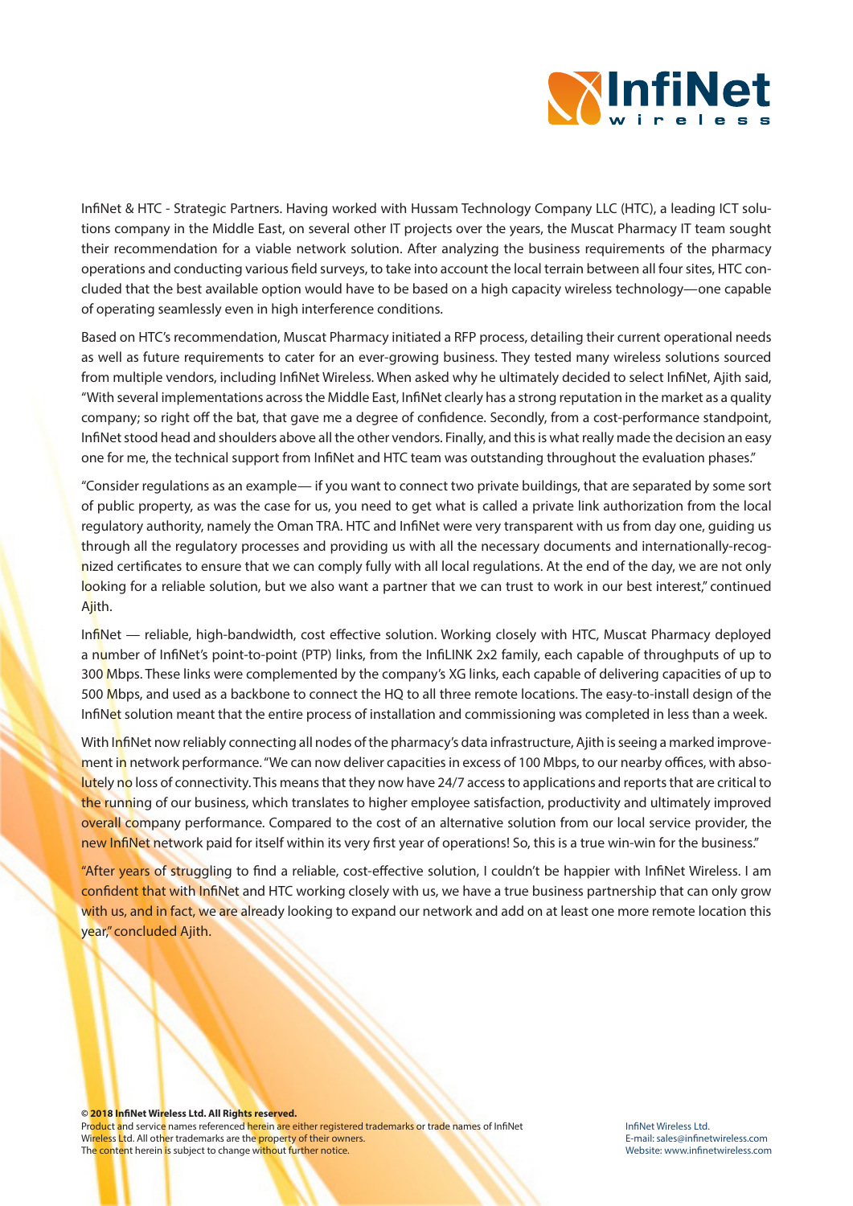InfiNet & HTC - Strategic Partners. Having worked with Hussam Technology Company LLC (HTC), a leading ICT solutions company in the Middle East, on several other IT projects over the years, the Muscat Pharmacy IT team sought their recommendation for a viable network solution. After analyzing the business requirements of the pharmacy operations and conducting various field surveys, to take into account the local terrain between all four sites, HTC concluded that the best available option would have to be based on a high capacity wireless technology—one capable of operating seamlessly even in high interference conditions.

Based on HTC's recommendation, Muscat Pharmacy initiated a RFP process, detailing their current operational needs as well as future requirements to cater for an ever-growing business. They tested many wireless solutions sourced from multiple vendors, including InfiNet Wireless. When asked why he ultimately decided to select InfiNet, Ajith said, "With several implementations across the Middle East, InfiNet clearly has a strong reputation in the market as a quality company; so right off the bat, that gave me a degree of confidence. Secondly, from a cost-performance standpoint, InfiNet stood head and shoulders above all the other vendors. Finally, and this is what really made the decision an easy one for me, the technical support from InfiNet and HTC team was outstanding throughout the evaluation phases."

"Consider regulations as an example— if you want to connect two private buildings, that are separated by some sort of public property, as was the case for us, you need to get what is called a private link authorization from the local regulatory authority, namely the Oman TRA. HTC and InfiNet were very transparent with us from day one, guiding us through all the regulatory processes and providing us with all the necessary documents and internationally-recognized certificates to ensure that we can comply fully with all local regulations. At the end of the day, we are not only looking for a reliable solution, but we also want a partner that we can trust to work in our best interest," continued Ajith.

InfiNet — reliable, high-bandwidth, cost effective solution. Working closely with HTC, Muscat Pharmacy deployed a number of InfiNet's point-to-point (PTP) links, from the InfiLINK 2x2 family, each capable of throughputs of up to 300 Mbps. These links were complemented by the company's XG links, each capable of delivering capacities of up to 500 Mbps, and used as a backbone to connect the HQ to all three remote locations. The easy-to-install design of the InfiNet solution meant that the entire process of installation and commissioning was completed in less than a week.

With InfiNet now reliably connecting all nodes of the pharmacy's data infrastructure, Ajith is seeing a marked improvement in network performance. "We can now deliver capacities in excess of 100 Mbps, to our nearby offices, with absolutely no loss of connectivity. This means that they now have 24/7 access to applications and reports that are critical to the running of our business, which translates to higher employee satisfaction, productivity and ultimately improved overall company performance. Compared to the cost of an alternative solution from our local service provider, the new InfiNet network paid for itself within its very first year of operations! So, this is a true win-win for the business."

"After years of struggling to find a reliable, cost-effective solution, I couldn't be happier with InfiNet Wireless. I am confident that with InfiNet and HTC working closely with us, we have a true business partnership that can only grow with us, and in fact, we are already looking to expand our network and add on at least one more remote location this year," concluded Ajith.

**© 2018 InfiNet Wireless Ltd. All Rights reserved.**
Product and service names referenced herein are either registered trademarks or trade names of InfiNet Wireless Ltd. All other trademarks are the property of their owners.
The content herein is subject to change without further notice.

InfiNet Wireless Ltd.
E-mail: sales@infinetwireless.com
Website: www.infinetwireless.com